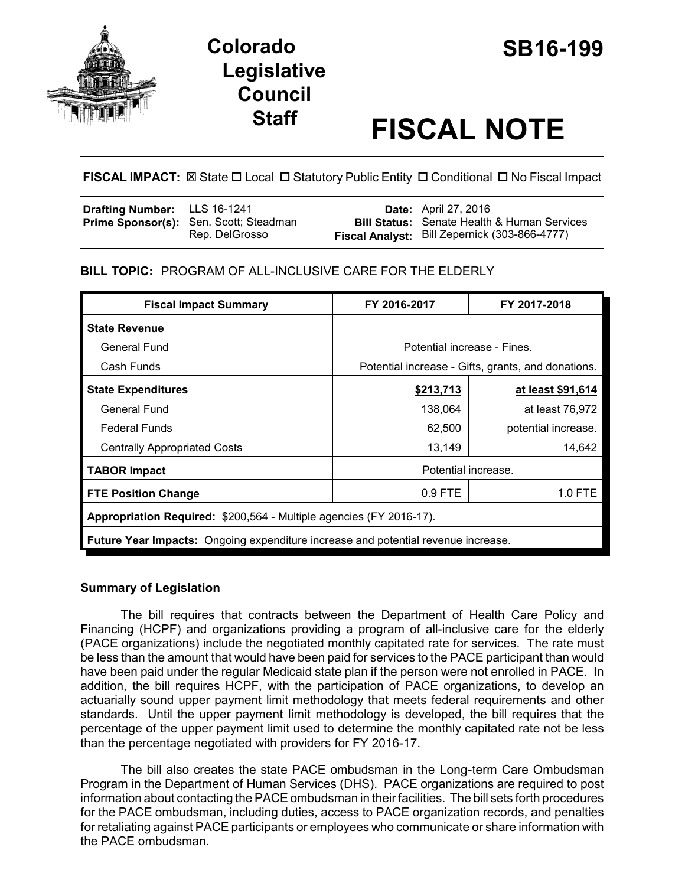# Colorado Legislative Council Staff

# SB16-199

# FISCAL NOTE

**FISCAL IMPACT:** ☒ State ☐ Local ☐ Statutory Public Entity ☐ Conditional ☐ No Fiscal Impact

| | | | |
|---|---|---|---|
| **Drafting Number:** | LLS 16-1241 | **Date:** | April 27, 2016 |
| **Prime Sponsor(s):** | Sen. Scott; Steadman<br>Rep. DelGrosso | **Bill Status:** | Senate Health & Human Services |
| | | **Fiscal Analyst:** | Bill Zepernick (303-866-4777) |

**BILL TOPIC:** PROGRAM OF ALL-INCLUSIVE CARE FOR THE ELDERLY

| Fiscal Impact Summary | FY 2016-2017 | FY 2017-2018 |
|---|---|---|
| **State Revenue** | | |
| General Fund | Potential increase - Fines. | |
| Cash Funds | Potential increase - Gifts, grants, and donations. | |
| **State Expenditures** | **$213,713** | **at least $91,614** |
| General Fund | 138,064 | at least 76,972 |
| Federal Funds | 62,500 | potential increase. |
| Centrally Appropriated Costs | 13,149 | 14,642 |
| **TABOR Impact** | Potential increase. | |
| **FTE Position Change** | 0.9 FTE | 1.0 FTE |
| **Appropriation Required:** $200,564 - Multiple agencies (FY 2016-17). | | |
| **Future Year Impacts:** Ongoing expenditure increase and potential revenue increase. | | |

### Summary of Legislation

The bill requires that contracts between the Department of Health Care Policy and Financing (HCPF) and organizations providing a program of all-inclusive care for the elderly (PACE organizations) include the negotiated monthly capitated rate for services. The rate must be less than the amount that would have been paid for services to the PACE participant than would have been paid under the regular Medicaid state plan if the person were not enrolled in PACE. In addition, the bill requires HCPF, with the participation of PACE organizations, to develop an actuarially sound upper payment limit methodology that meets federal requirements and other standards. Until the upper payment limit methodology is developed, the bill requires that the percentage of the upper payment limit used to determine the monthly capitated rate not be less than the percentage negotiated with providers for FY 2016-17.

The bill also creates the state PACE ombudsman in the Long-term Care Ombudsman Program in the Department of Human Services (DHS). PACE organizations are required to post information about contacting the PACE ombudsman in their facilities. The bill sets forth procedures for the PACE ombudsman, including duties, access to PACE organization records, and penalties for retaliating against PACE participants or employees who communicate or share information with the PACE ombudsman.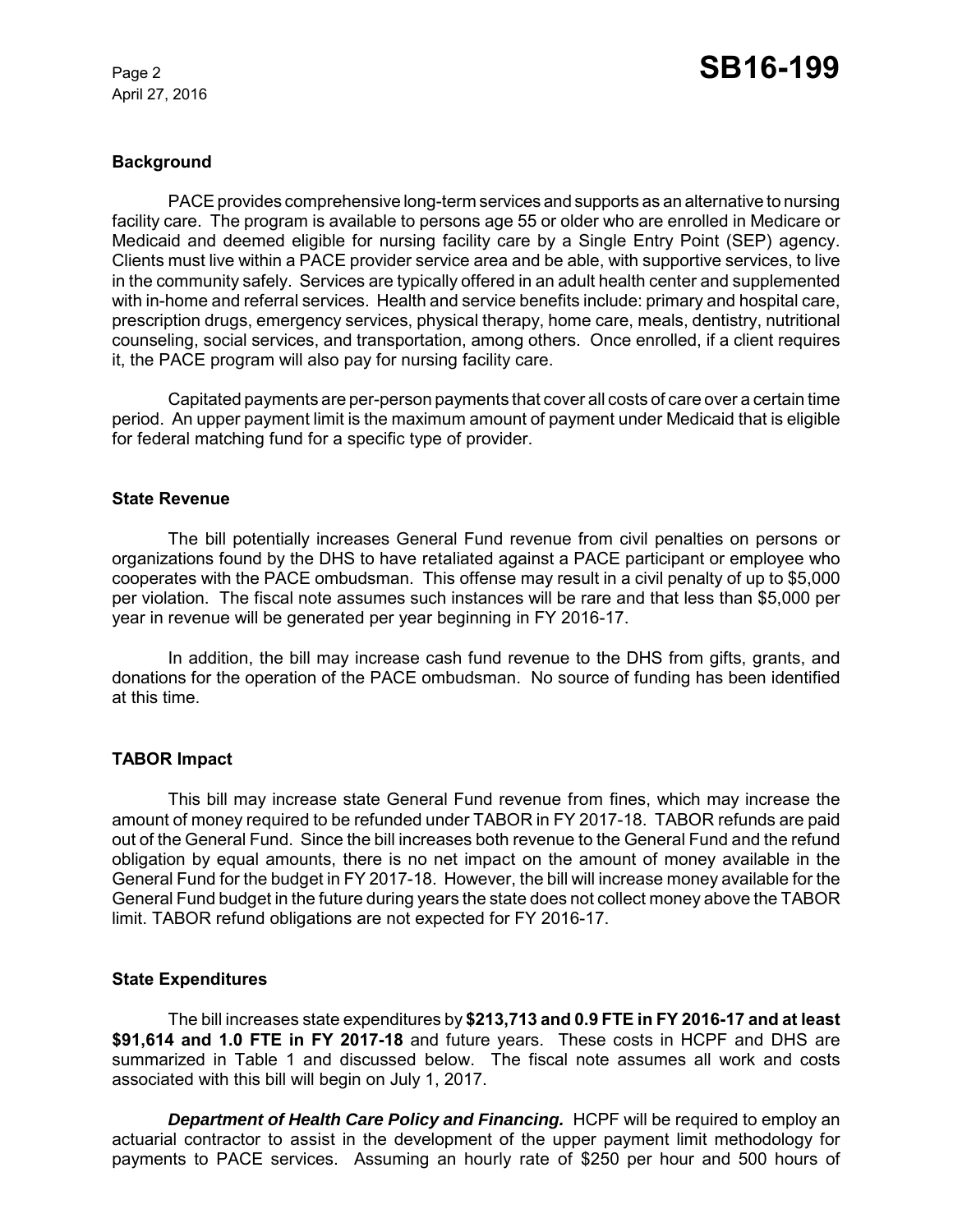### Background

PACE provides comprehensive long-term services and supports as an alternative to nursing facility care. The program is available to persons age 55 or older who are enrolled in Medicare or Medicaid and deemed eligible for nursing facility care by a Single Entry Point (SEP) agency. Clients must live within a PACE provider service area and be able, with supportive services, to live in the community safely. Services are typically offered in an adult health center and supplemented with in-home and referral services. Health and service benefits include: primary and hospital care, prescription drugs, emergency services, physical therapy, home care, meals, dentistry, nutritional counseling, social services, and transportation, among others. Once enrolled, if a client requires it, the PACE program will also pay for nursing facility care.

Capitated payments are per-person payments that cover all costs of care over a certain time period. An upper payment limit is the maximum amount of payment under Medicaid that is eligible for federal matching fund for a specific type of provider.

### State Revenue

The bill potentially increases General Fund revenue from civil penalties on persons or organizations found by the DHS to have retaliated against a PACE participant or employee who cooperates with the PACE ombudsman. This offense may result in a civil penalty of up to $5,000 per violation. The fiscal note assumes such instances will be rare and that less than $5,000 per year in revenue will be generated per year beginning in FY 2016-17.

In addition, the bill may increase cash fund revenue to the DHS from gifts, grants, and donations for the operation of the PACE ombudsman. No source of funding has been identified at this time.

### TABOR Impact

This bill may increase state General Fund revenue from fines, which may increase the amount of money required to be refunded under TABOR in FY 2017-18. TABOR refunds are paid out of the General Fund. Since the bill increases both revenue to the General Fund and the refund obligation by equal amounts, there is no net impact on the amount of money available in the General Fund for the budget in FY 2017-18. However, the bill will increase money available for the General Fund budget in the future during years the state does not collect money above the TABOR limit. TABOR refund obligations are not expected for FY 2016-17.

### State Expenditures

The bill increases state expenditures by **$213,713 and 0.9 FTE in FY 2016-17 and at least $91,614 and 1.0 FTE in FY 2017-18** and future years. These costs in HCPF and DHS are summarized in Table 1 and discussed below. The fiscal note assumes all work and costs associated with this bill will begin on July 1, 2017.

***Department of Health Care Policy and Financing.*** HCPF will be required to employ an actuarial contractor to assist in the development of the upper payment limit methodology for payments to PACE services. Assuming an hourly rate of $250 per hour and 500 hours of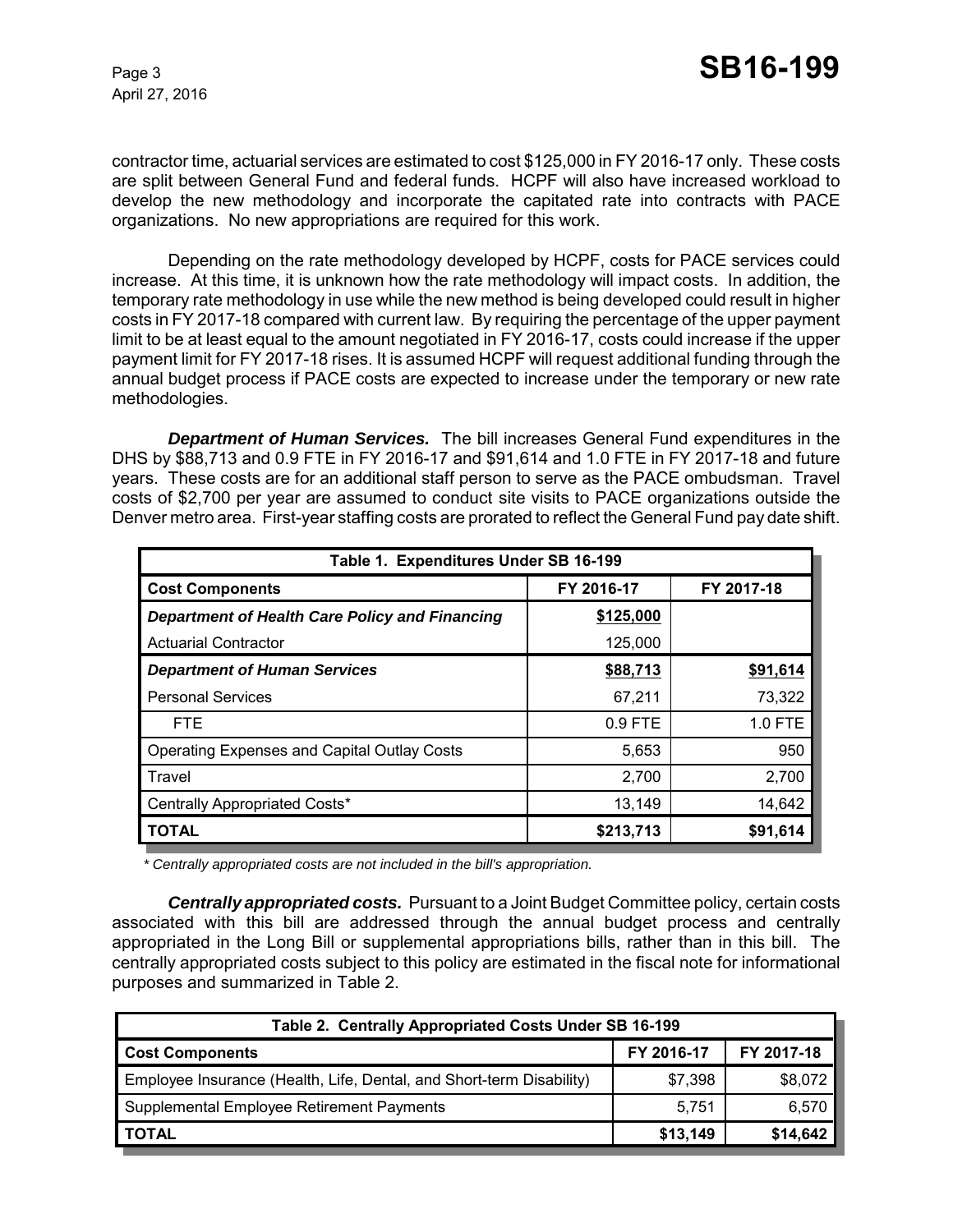contractor time, actuarial services are estimated to cost $125,000 in FY 2016-17 only. These costs are split between General Fund and federal funds. HCPF will also have increased workload to develop the new methodology and incorporate the capitated rate into contracts with PACE organizations. No new appropriations are required for this work.

Depending on the rate methodology developed by HCPF, costs for PACE services could increase. At this time, it is unknown how the rate methodology will impact costs. In addition, the temporary rate methodology in use while the new method is being developed could result in higher costs in FY 2017-18 compared with current law. By requiring the percentage of the upper payment limit to be at least equal to the amount negotiated in FY 2016-17, costs could increase if the upper payment limit for FY 2017-18 rises. It is assumed HCPF will request additional funding through the annual budget process if PACE costs are expected to increase under the temporary or new rate methodologies.

***Department of Human Services.*** The bill increases General Fund expenditures in the DHS by $88,713 and 0.9 FTE in FY 2016-17 and $91,614 and 1.0 FTE in FY 2017-18 and future years. These costs are for an additional staff person to serve as the PACE ombudsman. Travel costs of $2,700 per year are assumed to conduct site visits to PACE organizations outside the Denver metro area. First-year staffing costs are prorated to reflect the General Fund pay date shift.

| Table 1. Expenditures Under SB 16-199 | | |
|---|---|---|
| **Cost Components** | **FY 2016-17** | **FY 2017-18** |
| ***Department of Health Care Policy and Financing*** | **$125,000** | |
| Actuarial Contractor | 125,000 | |
| ***Department of Human Services*** | **$88,713** | **$91,614** |
| Personal Services | 67,211 | 73,322 |
| FTE | 0.9 FTE | 1.0 FTE |
| Operating Expenses and Capital Outlay Costs | 5,653 | 950 |
| Travel | 2,700 | 2,700 |
| Centrally Appropriated Costs* | 13,149 | 14,642 |
| **TOTAL** | **$213,713** | **$91,614** |

*\* Centrally appropriated costs are not included in the bill's appropriation.*

***Centrally appropriated costs.*** Pursuant to a Joint Budget Committee policy, certain costs associated with this bill are addressed through the annual budget process and centrally appropriated in the Long Bill or supplemental appropriations bills, rather than in this bill. The centrally appropriated costs subject to this policy are estimated in the fiscal note for informational purposes and summarized in Table 2.

| Table 2. Centrally Appropriated Costs Under SB 16-199 | | |
|---|---|---|
| **Cost Components** | **FY 2016-17** | **FY 2017-18** |
| Employee Insurance (Health, Life, Dental, and Short-term Disability) | $7,398 | $8,072 |
| Supplemental Employee Retirement Payments | 5,751 | 6,570 |
| **TOTAL** | **$13,149** | **$14,642** |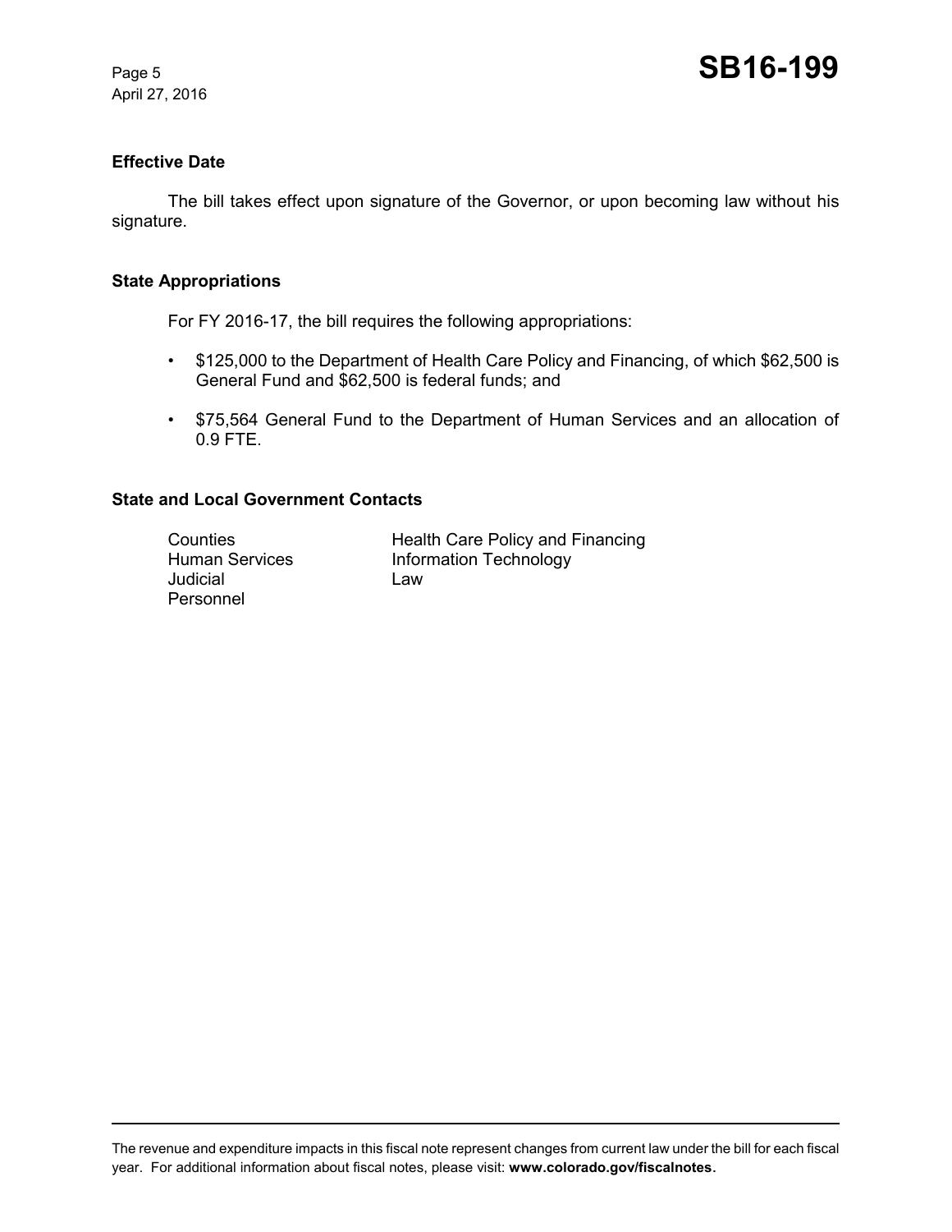### Effective Date

The bill takes effect upon signature of the Governor, or upon becoming law without his signature.

### State Appropriations

For FY 2016-17, the bill requires the following appropriations:

- $125,000 to the Department of Health Care Policy and Financing, of which $62,500 is General Fund and $62,500 is federal funds; and
- $75,564 General Fund to the Department of Human Services and an allocation of 0.9 FTE.

### State and Local Government Contacts

| | |
|---|---|
| Counties | Health Care Policy and Financing |
| Human Services | Information Technology |
| Judicial | Law |
| Personnel | |

The revenue and expenditure impacts in this fiscal note represent changes from current law under the bill for each fiscal year. For additional information about fiscal notes, please visit: **www.colorado.gov/fiscalnotes.**